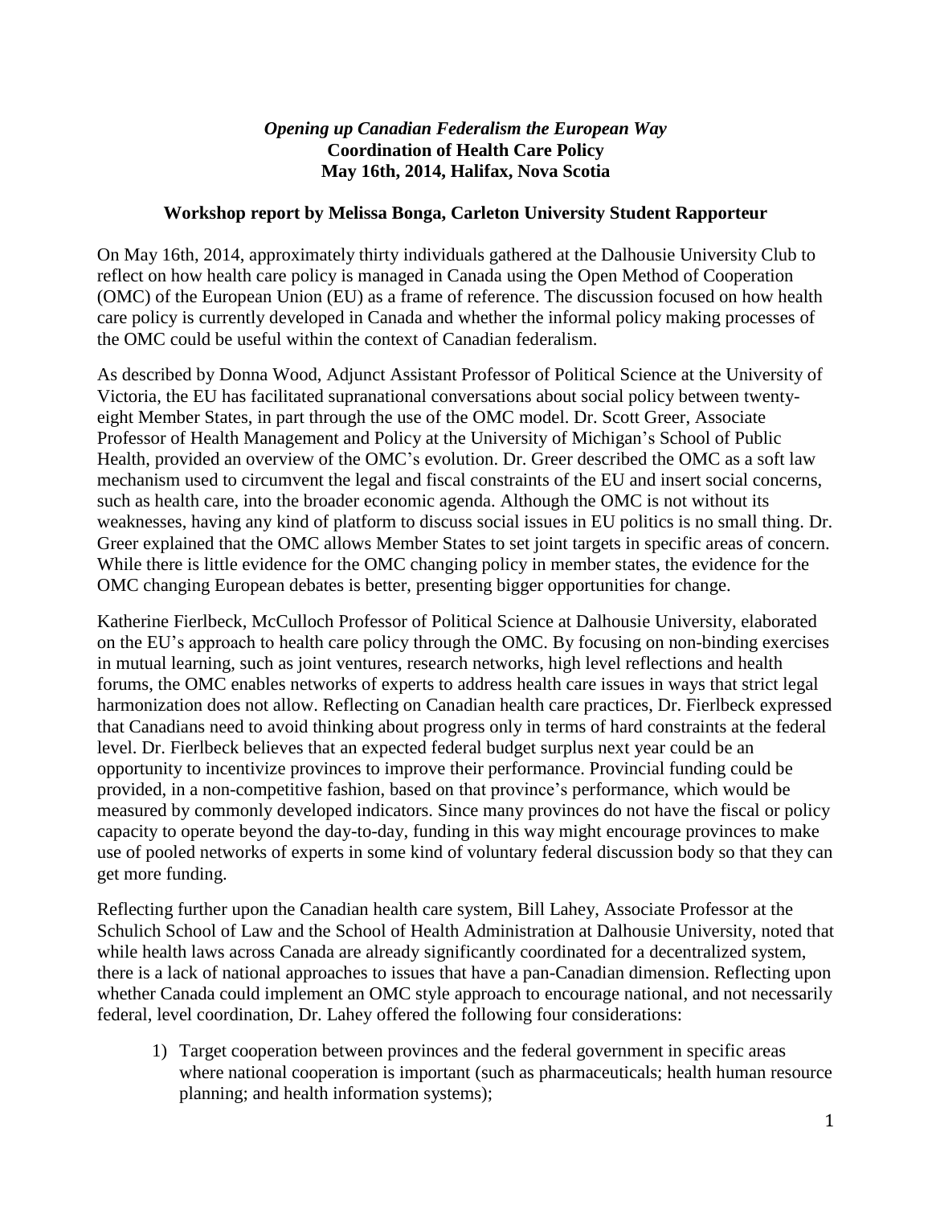# *Opening up Canadian Federalism the European Way*

## Coordination of Health Care Policy

## May 16th, 2014, Halifax, Nova Scotia

### Workshop report by Melissa Bonga, Carleton University Student Rapporteur

On May 16th, 2014, approximately thirty individuals gathered at the Dalhousie University Club to reflect on how health care policy is managed in Canada using the Open Method of Cooperation (OMC) of the European Union (EU) as a frame of reference. The discussion focused on how health care policy is currently developed in Canada and whether the informal policy making processes of the OMC could be useful within the context of Canadian federalism.

As described by Donna Wood, Adjunct Assistant Professor of Political Science at the University of Victoria, the EU has facilitated supranational conversations about social policy between twenty-eight Member States, in part through the use of the OMC model. Dr. Scott Greer, Associate Professor of Health Management and Policy at the University of Michigan's School of Public Health, provided an overview of the OMC's evolution. Dr. Greer described the OMC as a soft law mechanism used to circumvent the legal and fiscal constraints of the EU and insert social concerns, such as health care, into the broader economic agenda. Although the OMC is not without its weaknesses, having any kind of platform to discuss social issues in EU politics is no small thing. Dr. Greer explained that the OMC allows Member States to set joint targets in specific areas of concern. While there is little evidence for the OMC changing policy in member states, the evidence for the OMC changing European debates is better, presenting bigger opportunities for change.

Katherine Fierlbeck, McCulloch Professor of Political Science at Dalhousie University, elaborated on the EU's approach to health care policy through the OMC. By focusing on non-binding exercises in mutual learning, such as joint ventures, research networks, high level reflections and health forums, the OMC enables networks of experts to address health care issues in ways that strict legal harmonization does not allow. Reflecting on Canadian health care practices, Dr. Fierlbeck expressed that Canadians need to avoid thinking about progress only in terms of hard constraints at the federal level. Dr. Fierlbeck believes that an expected federal budget surplus next year could be an opportunity to incentivize provinces to improve their performance. Provincial funding could be provided, in a non-competitive fashion, based on that province's performance, which would be measured by commonly developed indicators. Since many provinces do not have the fiscal or policy capacity to operate beyond the day-to-day, funding in this way might encourage provinces to make use of pooled networks of experts in some kind of voluntary federal discussion body so that they can get more funding.

Reflecting further upon the Canadian health care system, Bill Lahey, Associate Professor at the Schulich School of Law and the School of Health Administration at Dalhousie University, noted that while health laws across Canada are already significantly coordinated for a decentralized system, there is a lack of national approaches to issues that have a pan-Canadian dimension. Reflecting upon whether Canada could implement an OMC style approach to encourage national, and not necessarily federal, level coordination, Dr. Lahey offered the following four considerations:

1) Target cooperation between provinces and the federal government in specific areas where national cooperation is important (such as pharmaceuticals; health human resource planning; and health information systems);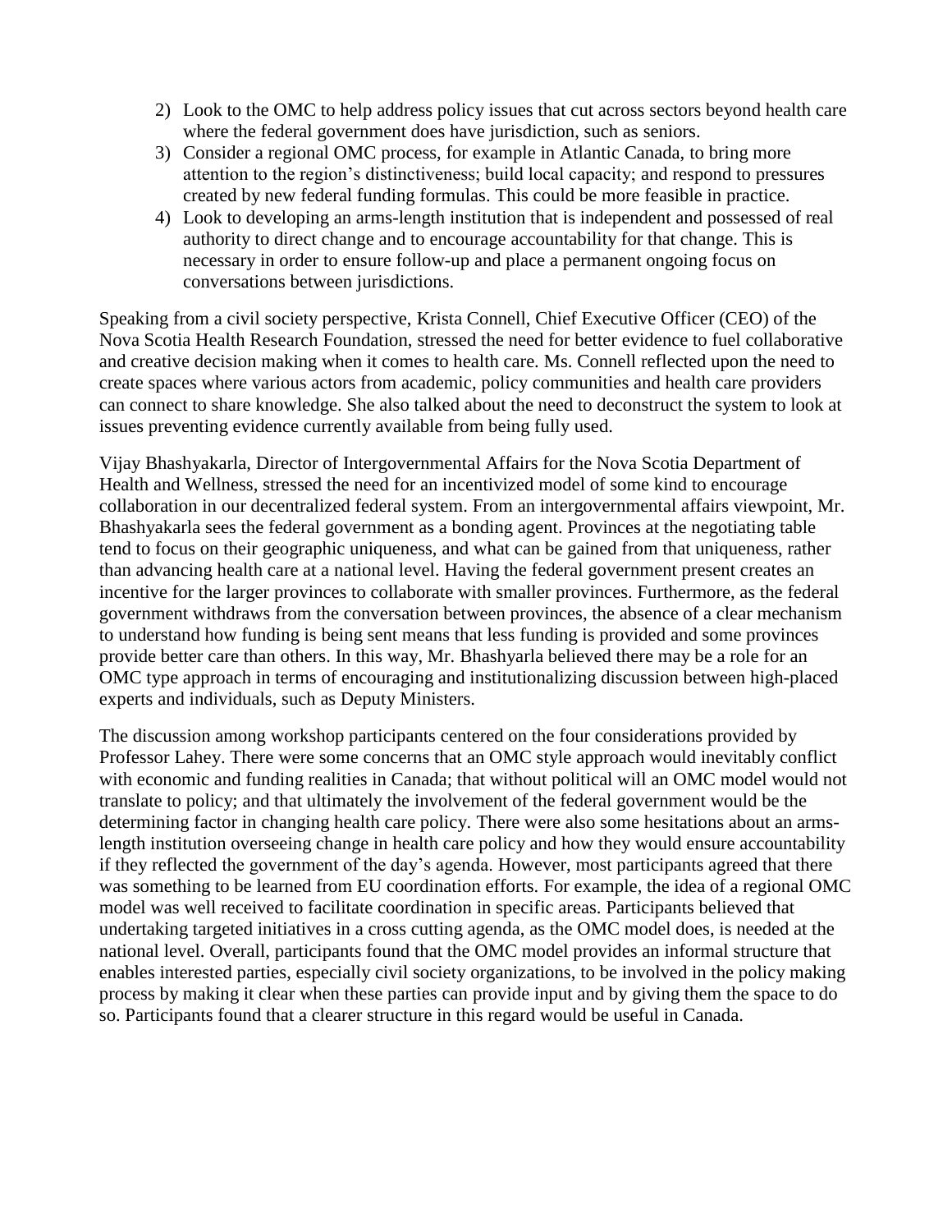2) Look to the OMC to help address policy issues that cut across sectors beyond health care where the federal government does have jurisdiction, such as seniors.
3) Consider a regional OMC process, for example in Atlantic Canada, to bring more attention to the region's distinctiveness; build local capacity; and respond to pressures created by new federal funding formulas. This could be more feasible in practice.
4) Look to developing an arms-length institution that is independent and possessed of real authority to direct change and to encourage accountability for that change. This is necessary in order to ensure follow-up and place a permanent ongoing focus on conversations between jurisdictions.

Speaking from a civil society perspective, Krista Connell, Chief Executive Officer (CEO) of the Nova Scotia Health Research Foundation, stressed the need for better evidence to fuel collaborative and creative decision making when it comes to health care. Ms. Connell reflected upon the need to create spaces where various actors from academic, policy communities and health care providers can connect to share knowledge. She also talked about the need to deconstruct the system to look at issues preventing evidence currently available from being fully used.

Vijay Bhashyakarla, Director of Intergovernmental Affairs for the Nova Scotia Department of Health and Wellness, stressed the need for an incentivized model of some kind to encourage collaboration in our decentralized federal system. From an intergovernmental affairs viewpoint, Mr. Bhashyakarla sees the federal government as a bonding agent. Provinces at the negotiating table tend to focus on their geographic uniqueness, and what can be gained from that uniqueness, rather than advancing health care at a national level. Having the federal government present creates an incentive for the larger provinces to collaborate with smaller provinces. Furthermore, as the federal government withdraws from the conversation between provinces, the absence of a clear mechanism to understand how funding is being sent means that less funding is provided and some provinces provide better care than others. In this way, Mr. Bhashyarla believed there may be a role for an OMC type approach in terms of encouraging and institutionalizing discussion between high-placed experts and individuals, such as Deputy Ministers.

The discussion among workshop participants centered on the four considerations provided by Professor Lahey. There were some concerns that an OMC style approach would inevitably conflict with economic and funding realities in Canada; that without political will an OMC model would not translate to policy; and that ultimately the involvement of the federal government would be the determining factor in changing health care policy. There were also some hesitations about an arms-length institution overseeing change in health care policy and how they would ensure accountability if they reflected the government of the day's agenda. However, most participants agreed that there was something to be learned from EU coordination efforts. For example, the idea of a regional OMC model was well received to facilitate coordination in specific areas. Participants believed that undertaking targeted initiatives in a cross cutting agenda, as the OMC model does, is needed at the national level. Overall, participants found that the OMC model provides an informal structure that enables interested parties, especially civil society organizations, to be involved in the policy making process by making it clear when these parties can provide input and by giving them the space to do so. Participants found that a clearer structure in this regard would be useful in Canada.